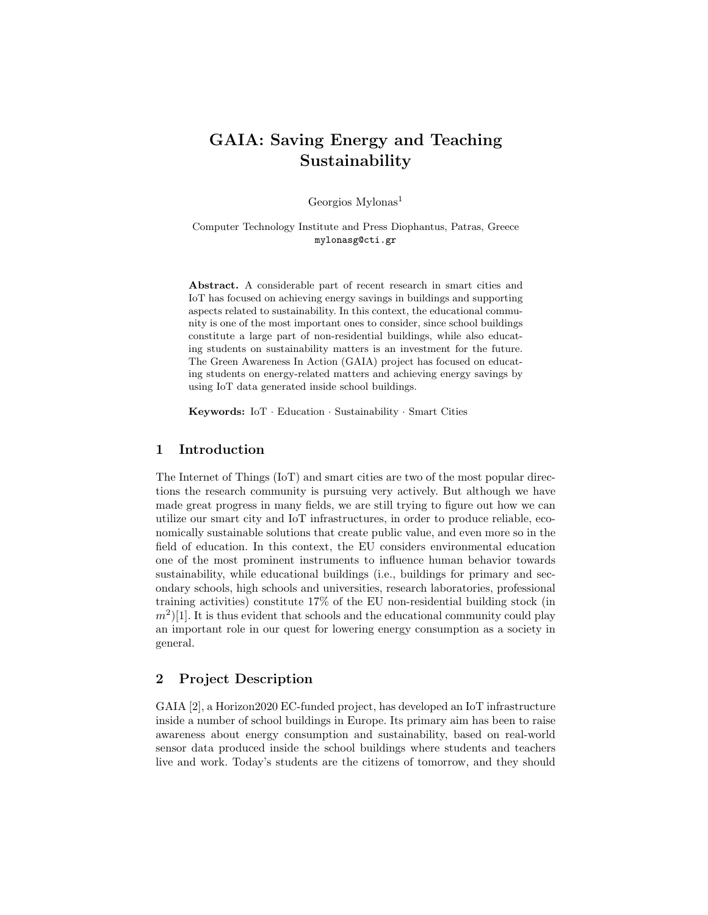# GAIA: Saving Energy and Teaching Sustainability

Georgios Mylonas[1]

Computer Technology Institute and Press Diophantus, Patras, Greece
mylonasg@cti.gr

**Abstract.** A considerable part of recent research in smart cities and IoT has focused on achieving energy savings in buildings and supporting aspects related to sustainability. In this context, the educational community is one of the most important ones to consider, since school buildings constitute a large part of non-residential buildings, while also educating students on sustainability matters is an investment for the future. The Green Awareness In Action (GAIA) project has focused on educating students on energy-related matters and achieving energy savings by using IoT data generated inside school buildings.

**Keywords:** IoT · Education · Sustainability · Smart Cities

## 1 Introduction

The Internet of Things (IoT) and smart cities are two of the most popular directions the research community is pursuing very actively. But although we have made great progress in many fields, we are still trying to figure out how we can utilize our smart city and IoT infrastructures, in order to produce reliable, economically sustainable solutions that create public value, and even more so in the field of education. In this context, the EU considers environmental education one of the most prominent instruments to influence human behavior towards sustainability, while educational buildings (i.e., buildings for primary and secondary schools, high schools and universities, research laboratories, professional training activities) constitute 17% of the EU non-residential building stock (in $m^2$)[1]. It is thus evident that schools and the educational community could play an important role in our quest for lowering energy consumption as a society in general.

## 2 Project Description

GAIA [2], a Horizon2020 EC-funded project, has developed an IoT infrastructure inside a number of school buildings in Europe. Its primary aim has been to raise awareness about energy consumption and sustainability, based on real-world sensor data produced inside the school buildings where students and teachers live and work. Today's students are the citizens of tomorrow, and they should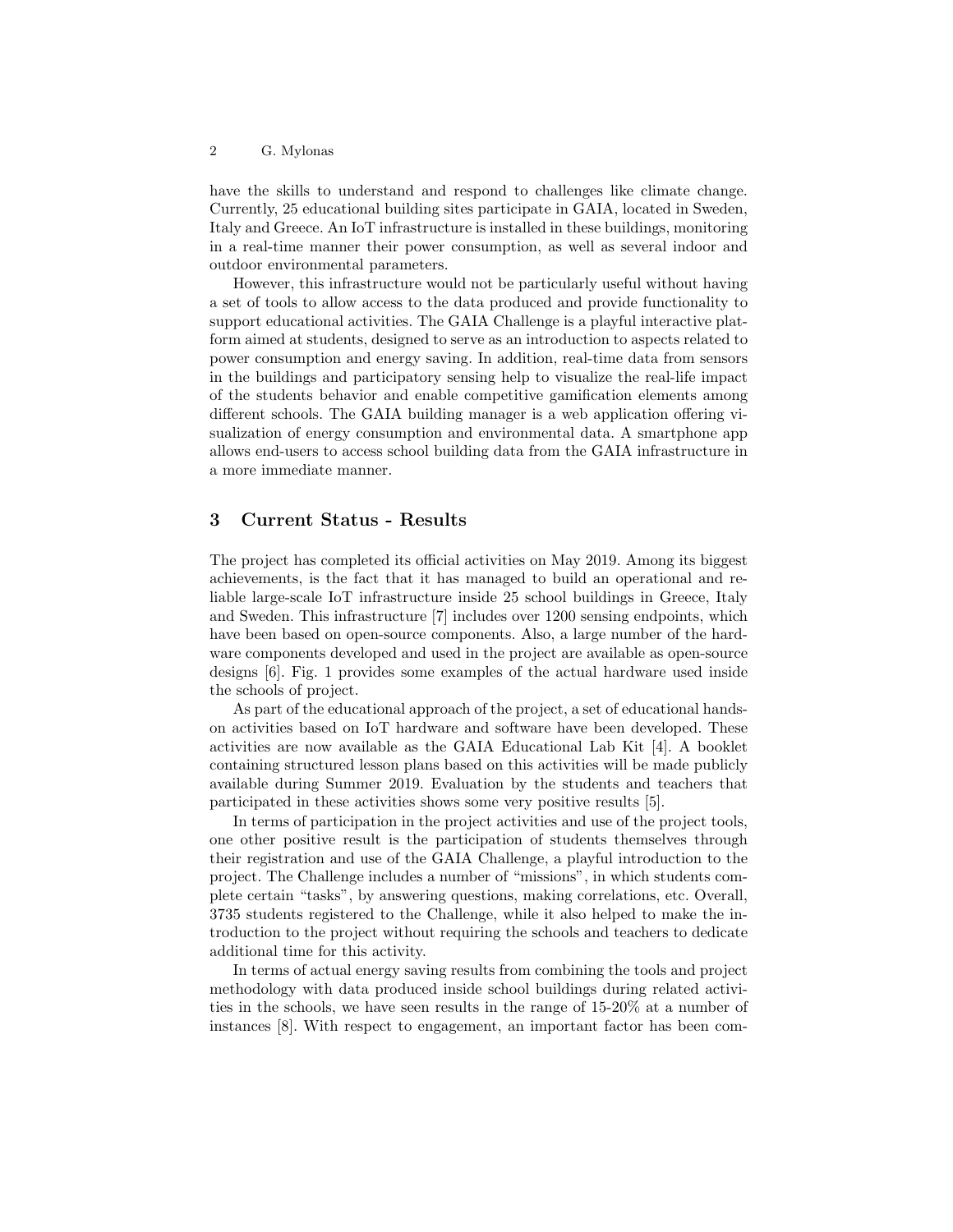have the skills to understand and respond to challenges like climate change. Currently, 25 educational building sites participate in GAIA, located in Sweden, Italy and Greece. An IoT infrastructure is installed in these buildings, monitoring in a real-time manner their power consumption, as well as several indoor and outdoor environmental parameters.

However, this infrastructure would not be particularly useful without having a set of tools to allow access to the data produced and provide functionality to support educational activities. The GAIA Challenge is a playful interactive platform aimed at students, designed to serve as an introduction to aspects related to power consumption and energy saving. In addition, real-time data from sensors in the buildings and participatory sensing help to visualize the real-life impact of the students behavior and enable competitive gamification elements among different schools. The GAIA building manager is a web application offering visualization of energy consumption and environmental data. A smartphone app allows end-users to access school building data from the GAIA infrastructure in a more immediate manner.

## 3 Current Status - Results

The project has completed its official activities on May 2019. Among its biggest achievements, is the fact that it has managed to build an operational and reliable large-scale IoT infrastructure inside 25 school buildings in Greece, Italy and Sweden. This infrastructure [7] includes over 1200 sensing endpoints, which have been based on open-source components. Also, a large number of the hardware components developed and used in the project are available as open-source designs [6]. Fig. 1 provides some examples of the actual hardware used inside the schools of project.

As part of the educational approach of the project, a set of educational hands-on activities based on IoT hardware and software have been developed. These activities are now available as the GAIA Educational Lab Kit [4]. A booklet containing structured lesson plans based on this activities will be made publicly available during Summer 2019. Evaluation by the students and teachers that participated in these activities shows some very positive results [5].

In terms of participation in the project activities and use of the project tools, one other positive result is the participation of students themselves through their registration and use of the GAIA Challenge, a playful introduction to the project. The Challenge includes a number of "missions", in which students complete certain "tasks", by answering questions, making correlations, etc. Overall, 3735 students registered to the Challenge, while it also helped to make the introduction to the project without requiring the schools and teachers to dedicate additional time for this activity.

In terms of actual energy saving results from combining the tools and project methodology with data produced inside school buildings during related activities in the schools, we have seen results in the range of 15-20% at a number of instances [8]. With respect to engagement, an important factor has been com-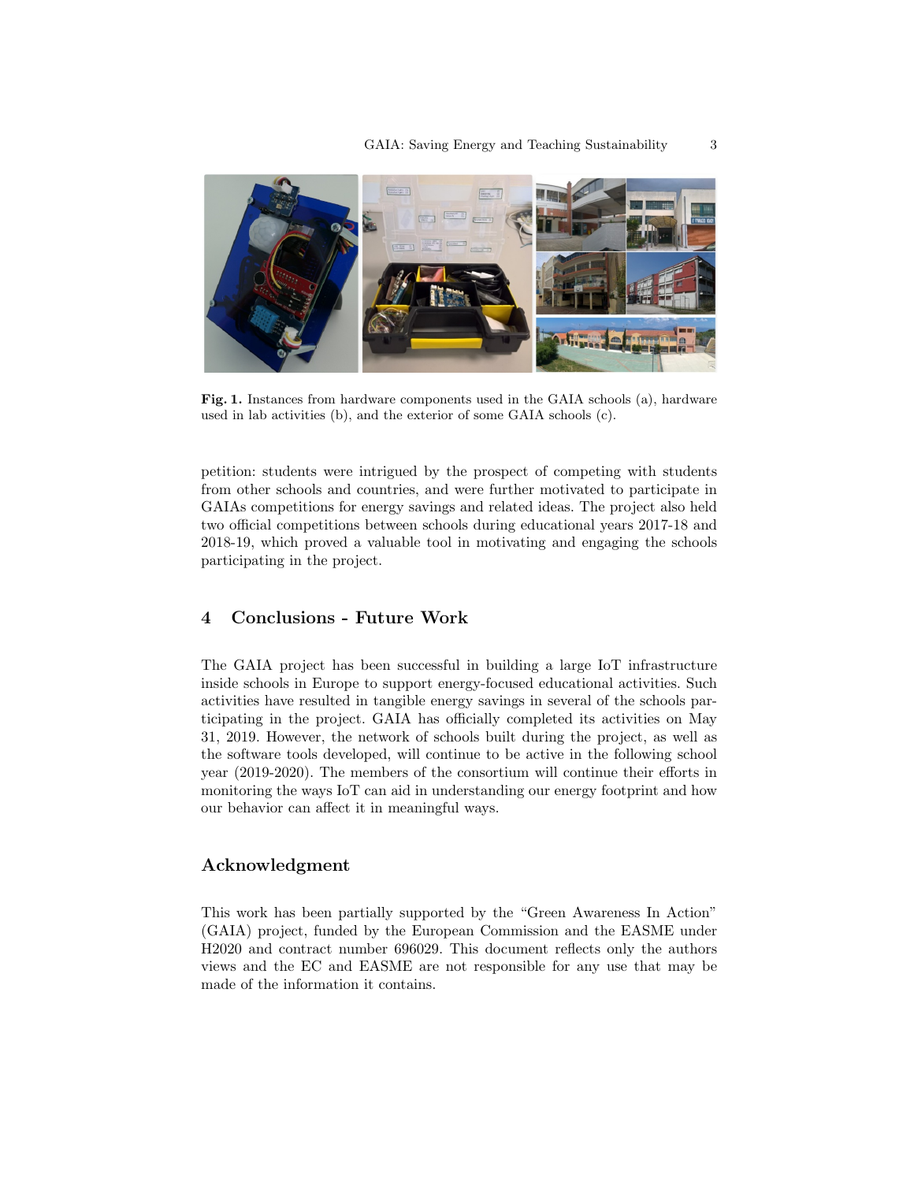Fig. 1. Instances from hardware components used in the GAIA schools (a), hardware used in lab activities (b), and the exterior of some GAIA schools (c).

petition: students were intrigued by the prospect of competing with students from other schools and countries, and were further motivated to participate in GAIAs competitions for energy savings and related ideas. The project also held two official competitions between schools during educational years 2017-18 and 2018-19, which proved a valuable tool in motivating and engaging the schools participating in the project.

## 4 Conclusions - Future Work

The GAIA project has been successful in building a large IoT infrastructure inside schools in Europe to support energy-focused educational activities. Such activities have resulted in tangible energy savings in several of the schools participating in the project. GAIA has officially completed its activities on May 31, 2019. However, the network of schools built during the project, as well as the software tools developed, will continue to be active in the following school year (2019-2020). The members of the consortium will continue their efforts in monitoring the ways IoT can aid in understanding our energy footprint and how our behavior can affect it in meaningful ways.

## Acknowledgment

This work has been partially supported by the "Green Awareness In Action" (GAIA) project, funded by the European Commission and the EASME under H2020 and contract number 696029. This document reflects only the authors views and the EC and EASME are not responsible for any use that may be made of the information it contains.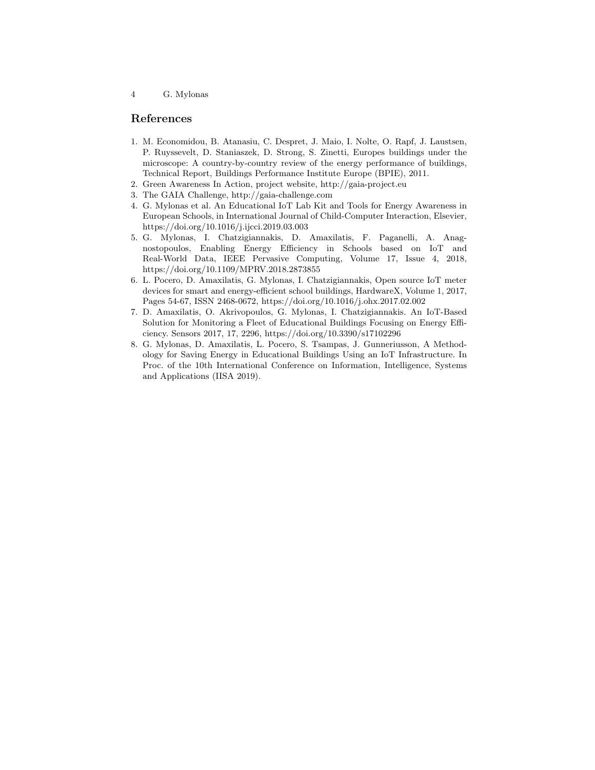## References

1. M. Economidou, B. Atanasiu, C. Despret, J. Maio, I. Nolte, O. Rapf, J. Laustsen, P. Ruyssevelt, D. Staniaszek, D. Strong, S. Zinetti, Europes buildings under the microscope: A country-by-country review of the energy performance of buildings, Technical Report, Buildings Performance Institute Europe (BPIE), 2011.
2. Green Awareness In Action, project website, http://gaia-project.eu
3. The GAIA Challenge, http://gaia-challenge.com
4. G. Mylonas et al. An Educational IoT Lab Kit and Tools for Energy Awareness in European Schools, in International Journal of Child-Computer Interaction, Elsevier, https://doi.org/10.1016/j.ijcci.2019.03.003
5. G. Mylonas, I. Chatzigiannakis, D. Amaxilatis, F. Paganelli, A. Anagnostopoulos, Enabling Energy Efficiency in Schools based on IoT and Real-World Data, IEEE Pervasive Computing, Volume 17, Issue 4, 2018, https://doi.org/10.1109/MPRV.2018.2873855
6. L. Pocero, D. Amaxilatis, G. Mylonas, I. Chatzigiannakis, Open source IoT meter devices for smart and energy-efficient school buildings, HardwareX, Volume 1, 2017, Pages 54-67, ISSN 2468-0672, https://doi.org/10.1016/j.ohx.2017.02.002
7. D. Amaxilatis, O. Akrivopoulos, G. Mylonas, I. Chatzigiannakis. An IoT-Based Solution for Monitoring a Fleet of Educational Buildings Focusing on Energy Efficiency. Sensors 2017, 17, 2296, https://doi.org/10.3390/s17102296
8. G. Mylonas, D. Amaxilatis, L. Pocero, S. Tsampas, J. Gunneriusson, A Methodology for Saving Energy in Educational Buildings Using an IoT Infrastructure. In Proc. of the 10th International Conference on Information, Intelligence, Systems and Applications (IISA 2019).